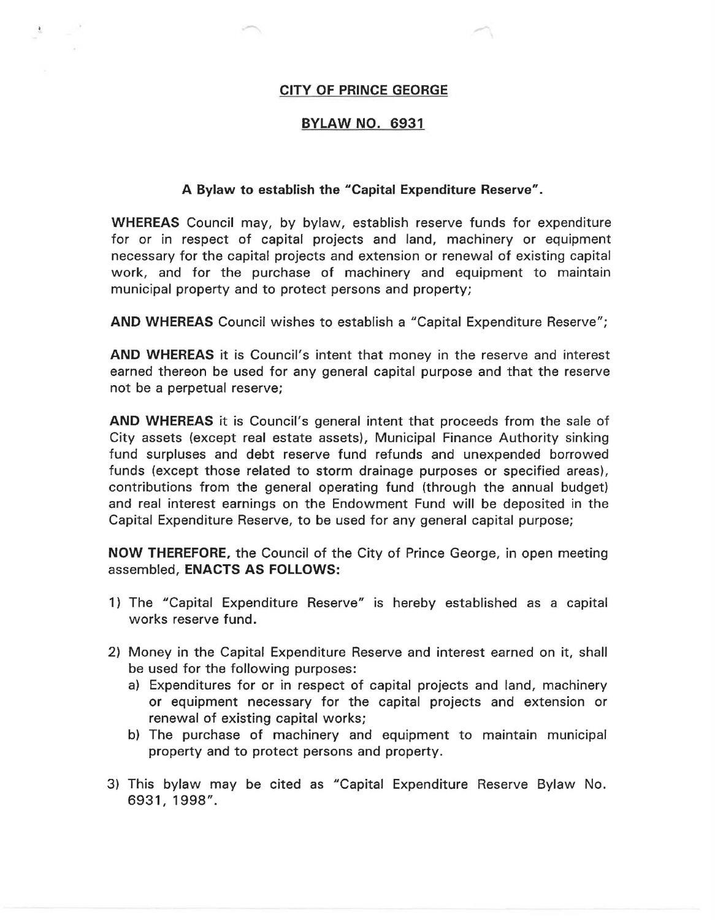**CITY OF PRINCE GEORGE**

**BYLAW NO. 6931**

**A Bylaw to establish the "Capital Expenditure Reserve".**

**WHEREAS** Council may, by bylaw, establish reserve funds for expenditure for or in respect of capital projects and land, machinery or equipment necessary for the capital projects and extension or renewal of existing capital work, and for the purchase of machinery and equipment to maintain municipal property and to protect persons and property;

**AND WHEREAS** Council wishes to establish a "Capital Expenditure Reserve";

**AND WHEREAS** it is Council's intent that money in the reserve and interest earned thereon be used for any general capital purpose and that the reserve not be a perpetual reserve;

**AND WHEREAS** it is Council's general intent that proceeds from the sale of City assets (except real estate assets), Municipal Finance Authority sinking fund surpluses and debt reserve fund refunds and unexpended borrowed funds (except those related to storm drainage purposes or specified areas), contributions from the general operating fund (through the annual budget) and real interest earnings on the Endowment Fund will be deposited in the Capital Expenditure Reserve, to be used for any general capital purpose;

**NOW THEREFORE,** the Council of the City of Prince George, in open meeting assembled, **ENACTS AS FOLLOWS:**

1) The "Capital Expenditure Reserve" is hereby established as a capital works reserve fund.

2) Money in the Capital Expenditure Reserve and interest earned on it, shall be used for the following purposes:
   a) Expenditures for or in respect of capital projects and land, machinery or equipment necessary for the capital projects and extension or renewal of existing capital works;
   b) The purchase of machinery and equipment to maintain municipal property and to protect persons and property.

3) This bylaw may be cited as "Capital Expenditure Reserve Bylaw No. 6931, 1998".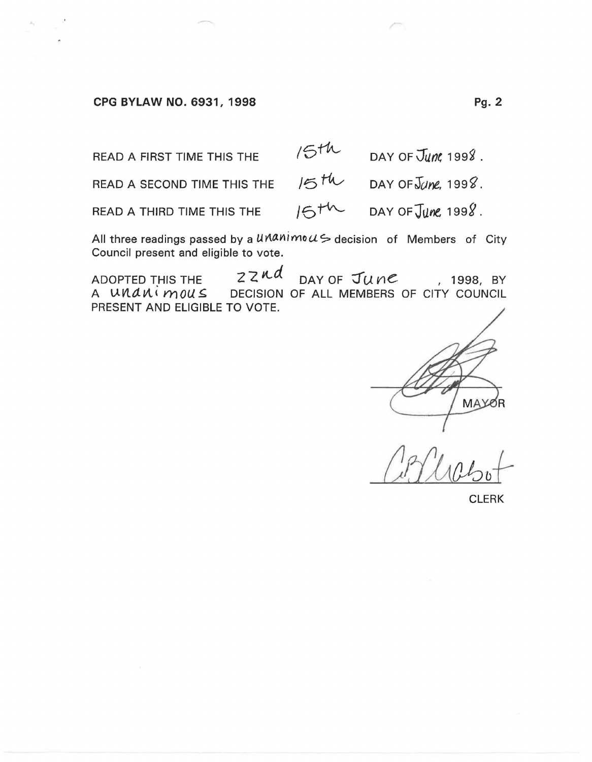**CPG BYLAW NO. 6931, 1998**

READ A FIRST TIME THIS THE 15th DAY OF June 1998.

READ A SECOND TIME THIS THE 15th DAY OF June 1998.

READ A THIRD TIME THIS THE 15th DAY OF June 1998.

All three readings passed by a unanimous decision of Members of City Council present and eligible to vote.

ADOPTED THIS THE 22nd DAY OF June, 1998, BY A unanimous DECISION OF ALL MEMBERS OF CITY COUNCIL PRESENT AND ELIGIBLE TO VOTE.

MAYOR

CLERK